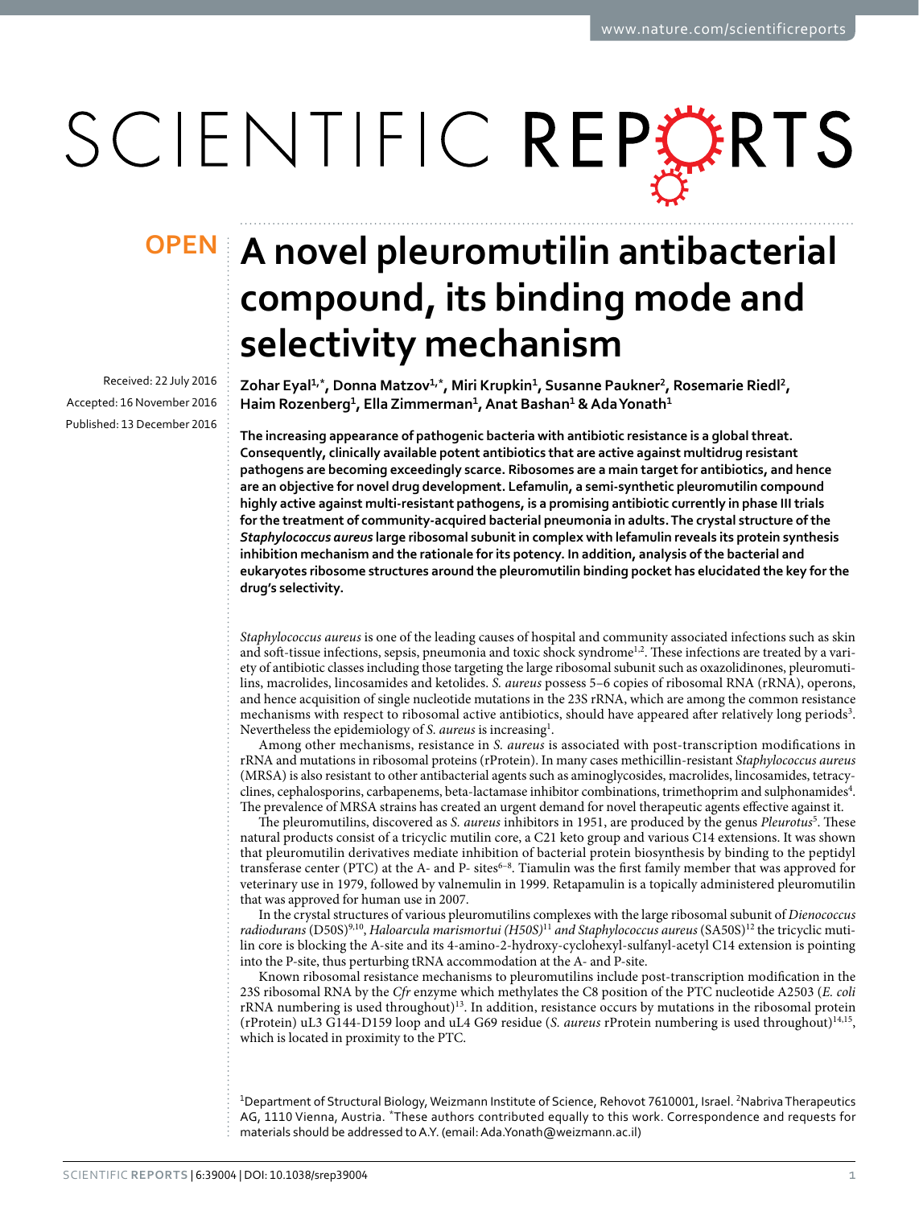OPEN

# A novel pleuromutilin antibacterial compound, its binding mode and selectivity mechanism

Received: 22 July 2016
Accepted: 16 November 2016
Published: 13 December 2016

Zohar Eyal[1,*], Donna Matzov[1,*], Miri Krupkin[1], Susanne Paukner[2], Rosemarie Riedl[2], Haim Rozenberg[1], Ella Zimmerman[1], Anat Bashan[1] & Ada Yonath[1]

**The increasing appearance of pathogenic bacteria with antibiotic resistance is a global threat. Consequently, clinically available potent antibiotics that are active against multidrug resistant pathogens are becoming exceedingly scarce. Ribosomes are a main target for antibiotics, and hence are an objective for novel drug development. Lefamulin, a semi-synthetic pleuromutilin compound highly active against multi-resistant pathogens, is a promising antibiotic currently in phase III trials for the treatment of community-acquired bacterial pneumonia in adults. The crystal structure of the *Staphylococcus aureus* large ribosomal subunit in complex with lefamulin reveals its protein synthesis inhibition mechanism and the rationale for its potency. In addition, analysis of the bacterial and eukaryotes ribosome structures around the pleuromutilin binding pocket has elucidated the key for the drug's selectivity.**

*Staphylococcus aureus* is one of the leading causes of hospital and community associated infections such as skin and soft-tissue infections, sepsis, pneumonia and toxic shock syndrome[1,2]. These infections are treated by a variety of antibiotic classes including those targeting the large ribosomal subunit such as oxazolidinones, pleuromutilins, macrolides, lincosamides and ketolides. *S. aureus* possess 5–6 copies of ribosomal RNA (rRNA), operons, and hence acquisition of single nucleotide mutations in the 23S rRNA, which are among the common resistance mechanisms with respect to ribosomal active antibiotics, should have appeared after relatively long periods[3]. Nevertheless the epidemiology of *S. aureus* is increasing[1].

Among other mechanisms, resistance in *S. aureus* is associated with post-transcription modifications in rRNA and mutations in ribosomal proteins (rProtein). In many cases methicillin-resistant *Staphylococcus aureus* (MRSA) is also resistant to other antibacterial agents such as aminoglycosides, macrolides, lincosamides, tetracyclines, cephalosporins, carbapenems, beta-lactamase inhibitor combinations, trimethoprim and sulphonamides[4]. The prevalence of MRSA strains has created an urgent demand for novel therapeutic agents effective against it.

The pleuromutilins, discovered as *S. aureus* inhibitors in 1951, are produced by the genus *Pleurotus*[5]. These natural products consist of a tricyclic mutilin core, a C21 keto group and various C14 extensions. It was shown that pleuromutilin derivatives mediate inhibition of bacterial protein biosynthesis by binding to the peptidyl transferase center (PTC) at the A- and P- sites[6–8]. Tiamulin was the first family member that was approved for veterinary use in 1979, followed by valnemulin in 1999. Retapamulin is a topically administered pleuromutilin that was approved for human use in 2007.

In the crystal structures of various pleuromutilins complexes with the large ribosomal subunit of *Dienococcus radiodurans* (D50S)[9,10], *Haloarcula marismortui (H50S)*[11] *and Staphylococcus aureus* (SA50S)[12] the tricyclic mutilin core is blocking the A-site and its 4-amino-2-hydroxy-cyclohexyl-sulfanyl-acetyl C14 extension is pointing into the P-site, thus perturbing tRNA accommodation at the A- and P-site.

Known ribosomal resistance mechanisms to pleuromutilins include post-transcription modification in the 23S ribosomal RNA by the *Cfr* enzyme which methylates the C8 position of the PTC nucleotide A2503 (*E. coli* rRNA numbering is used throughout)[13]. In addition, resistance occurs by mutations in the ribosomal protein (rProtein) uL3 G144-D159 loop and uL4 G69 residue (*S. aureus* rProtein numbering is used throughout)[14,15], which is located in proximity to the PTC.

[1]Department of Structural Biology, Weizmann Institute of Science, Rehovot 7610001, Israel. [2]Nabriva Therapeutics AG, 1110 Vienna, Austria. *These authors contributed equally to this work. Correspondence and requests for materials should be addressed to A.Y. (email: Ada.Yonath@weizmann.ac.il)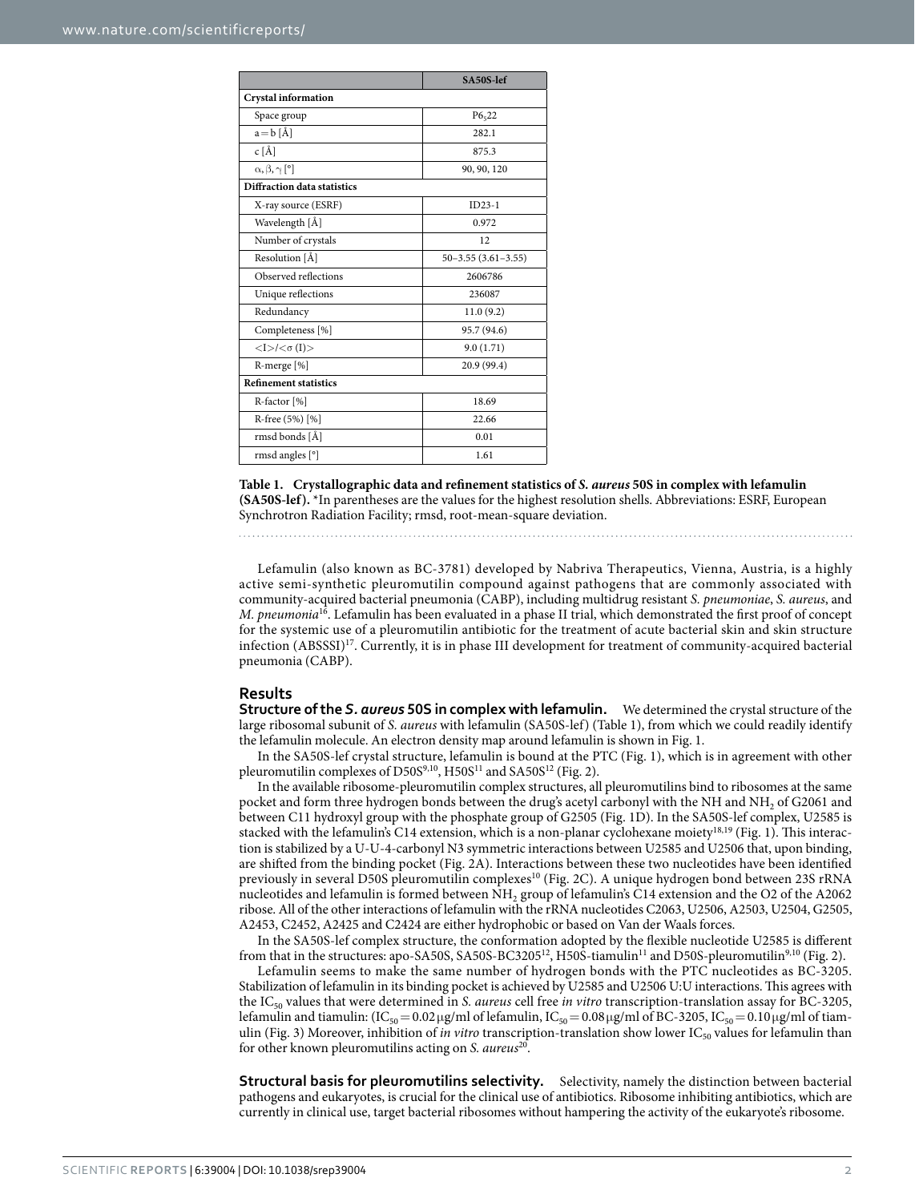| | SA50S-lef |
|---|---|
| **Crystal information** | |
| Space group | $P6_522$ |
| a = b [Å] | 282.1 |
| c [Å] | 875.3 |
| α, β, γ [°] | 90, 90, 120 |
| **Diffraction data statistics** | |
| X-ray source (ESRF) | ID23-1 |
| Wavelength [Å] | 0.972 |
| Number of crystals | 12 |
| Resolution [Å] | 50–3.55 (3.61–3.55) |
| Observed reflections | 2606786 |
| Unique reflections | 236087 |
| Redundancy | 11.0 (9.2) |
| Completeness [%] | 95.7 (94.6) |
| <I>/<σ (I)> | 9.0 (1.71) |
| R-merge [%] | 20.9 (99.4) |
| **Refinement statistics** | |
| R-factor [%] | 18.69 |
| R-free (5%) [%] | 22.66 |
| rmsd bonds [Å] | 0.01 |
| rmsd angles [°] | 1.61 |

**Table 1. Crystallographic data and refinement statistics of *S. aureus* 50S in complex with lefamulin (SA50S-lef).** *In parentheses are the values for the highest resolution shells. Abbreviations: ESRF, European Synchrotron Radiation Facility; rmsd, root-mean-square deviation.

Lefamulin (also known as BC-3781) developed by Nabriva Therapeutics, Vienna, Austria, is a highly active semi-synthetic pleuromutilin compound against pathogens that are commonly associated with community-acquired bacterial pneumonia (CABP), including multidrug resistant *S. pneumoniae*, *S. aureus*, and *M. pneumonia*[16]. Lefamulin has been evaluated in a phase II trial, which demonstrated the first proof of concept for the systemic use of a pleuromutilin antibiotic for the treatment of acute bacterial skin and skin structure infection (ABSSSI)[17]. Currently, it is in phase III development for treatment of community-acquired bacterial pneumonia (CABP).

## Results

**Structure of the *S. aureus* 50S in complex with lefamulin.** We determined the crystal structure of the large ribosomal subunit of *S. aureus* with lefamulin (SA50S-lef) (Table 1), from which we could readily identify the lefamulin molecule. An electron density map around lefamulin is shown in Fig. 1.

In the SA50S-lef crystal structure, lefamulin is bound at the PTC (Fig. 1), which is in agreement with other pleuromutilin complexes of D50S[9,10], H50S[11] and SA50S[12] (Fig. 2).

In the available ribosome-pleuromutilin complex structures, all pleuromutilins bind to ribosomes at the same pocket and form three hydrogen bonds between the drug's acetyl carbonyl with the NH and $NH_2$ of G2061 and between C11 hydroxyl group with the phosphate group of G2505 (Fig. 1D). In the SA50S-lef complex, U2585 is stacked with the lefamulin's C14 extension, which is a non-planar cyclohexane moiety[18,19] (Fig. 1). This interaction is stabilized by a U-U-4-carbonyl N3 symmetric interactions between U2585 and U2506 that, upon binding, are shifted from the binding pocket (Fig. 2A). Interactions between these two nucleotides have been identified previously in several D50S pleuromutilin complexes[10] (Fig. 2C). A unique hydrogen bond between 23S rRNA nucleotides and lefamulin is formed between $NH_2$ group of lefamulin's C14 extension and the O2 of the A2062 ribose. All of the other interactions of lefamulin with the rRNA nucleotides C2063, U2506, A2503, U2504, G2505, A2453, C2452, A2425 and C2424 are either hydrophobic or based on Van der Waals forces.

In the SA50S-lef complex structure, the conformation adopted by the flexible nucleotide U2585 is different from that in the structures: apo-SA50S, SA50S-BC3205[12], H50S-tiamulin[11] and D50S-pleuromutilin[9,10] (Fig. 2).

Lefamulin seems to make the same number of hydrogen bonds with the PTC nucleotides as BC-3205. Stabilization of lefamulin in its binding pocket is achieved by U2585 and U2506 U:U interactions. This agrees with the $IC_{50}$ values that were determined in *S. aureus* cell free *in vitro* transcription-translation assay for BC-3205, lefamulin and tiamulin: ($IC_{50} = 0.02\,\mu g/ml$ of lefamulin, $IC_{50} = 0.08\,\mu g/ml$ of BC-3205, $IC_{50} = 0.10\,\mu g/ml$ of tiamulin (Fig. 3) Moreover, inhibition of *in vitro* transcription-translation show lower $IC_{50}$ values for lefamulin than for other known pleuromutilins acting on *S. aureus*[20].

**Structural basis for pleuromutilins selectivity.** Selectivity, namely the distinction between bacterial pathogens and eukaryotes, is crucial for the clinical use of antibiotics. Ribosome inhibiting antibiotics, which are currently in clinical use, target bacterial ribosomes without hampering the activity of the eukaryote's ribosome.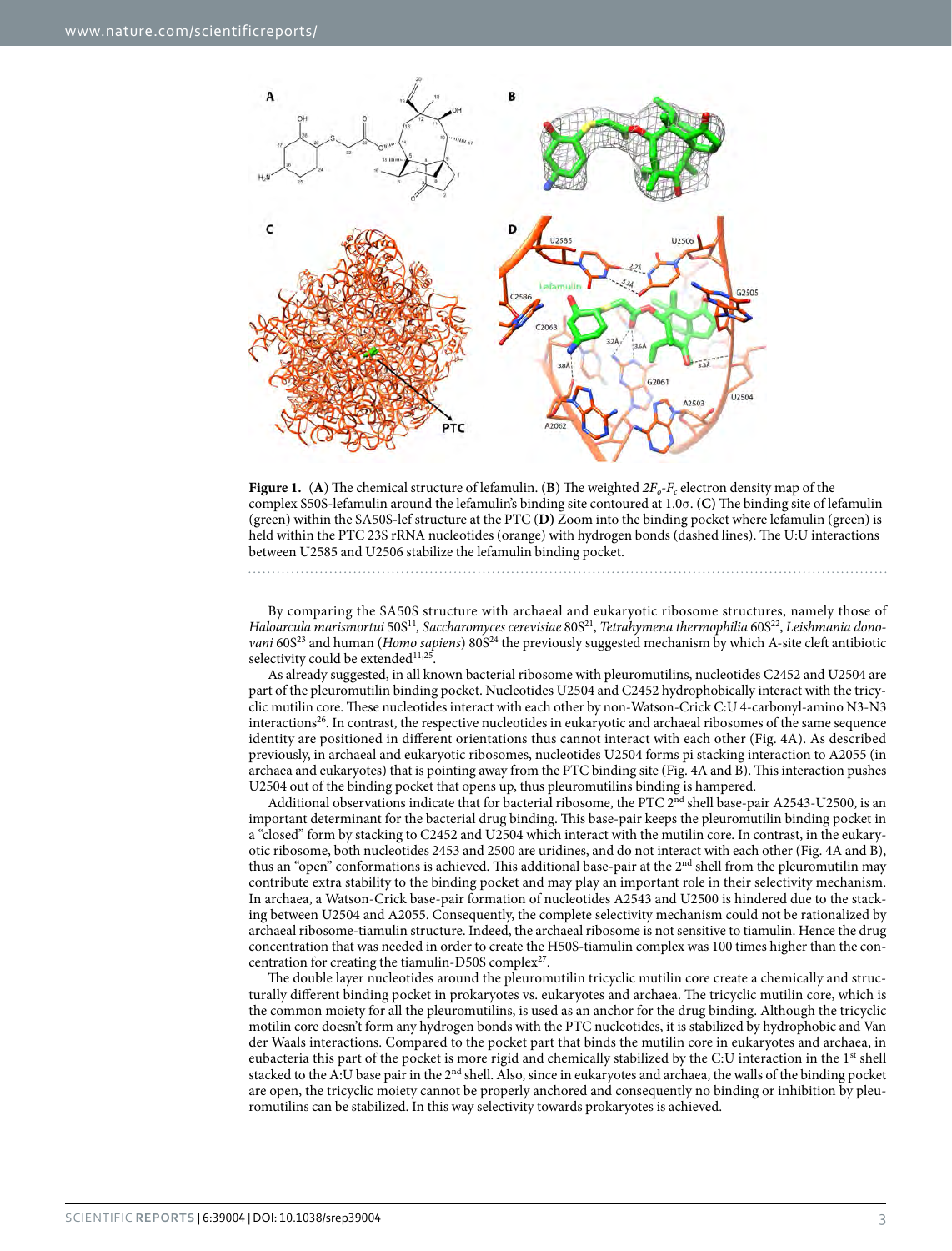**Figure 1.** (**A**) The chemical structure of lefamulin. (**B**) The weighted $2F_o$-$F_c$ electron density map of the complex S50S-lefamulin around the lefamulin's binding site contoured at 1.0σ. (**C**) The binding site of lefamulin (green) within the SA50S-lef structure at the PTC (**D**) Zoom into the binding pocket where lefamulin (green) is held within the PTC 23S rRNA nucleotides (orange) with hydrogen bonds (dashed lines). The U:U interactions between U2585 and U2506 stabilize the lefamulin binding pocket.

By comparing the SA50S structure with archaeal and eukaryotic ribosome structures, namely those of *Haloarcula marismortui* 50S[11], *Saccharomyces cerevisiae* 80S[21], *Tetrahymena thermophilia* 60S[22], *Leishmania donovani* 60S[23] and human (*Homo sapiens*) 80S[24] the previously suggested mechanism by which A-site cleft antibiotic selectivity could be extended[11,25].

As already suggested, in all known bacterial ribosome with pleuromutilins, nucleotides C2452 and U2504 are part of the pleuromutilin binding pocket. Nucleotides U2504 and C2452 hydrophobically interact with the tricyclic mutilin core. These nucleotides interact with each other by non-Watson-Crick C:U 4-carbonyl-amino N3-N3 interactions[26]. In contrast, the respective nucleotides in eukaryotic and archaeal ribosomes of the same sequence identity are positioned in different orientations thus cannot interact with each other (Fig. 4A). As described previously, in archaeal and eukaryotic ribosomes, nucleotides U2504 forms pi stacking interaction to A2055 (in archaea and eukaryotes) that is pointing away from the PTC binding site (Fig. 4A and B). This interaction pushes U2504 out of the binding pocket that opens up, thus pleuromutilins binding is hampered.

Additional observations indicate that for bacterial ribosome, the PTC 2nd shell base-pair A2543-U2500, is an important determinant for the bacterial drug binding. This base-pair keeps the pleuromutilin binding pocket in a "closed" form by stacking to C2452 and U2504 which interact with the mutilin core. In contrast, in the eukaryotic ribosome, both nucleotides 2453 and 2500 are uridines, and do not interact with each other (Fig. 4A and B), thus an "open" conformations is achieved. This additional base-pair at the 2nd shell from the pleuromutilin may contribute extra stability to the binding pocket and may play an important role in their selectivity mechanism. In archaea, a Watson-Crick base-pair formation of nucleotides A2543 and U2500 is hindered due to the stacking between U2504 and A2055. Consequently, the complete selectivity mechanism could not be rationalized by archaeal ribosome-tiamulin structure. Indeed, the archaeal ribosome is not sensitive to tiamulin. Hence the drug concentration that was needed in order to create the H50S-tiamulin complex was 100 times higher than the concentration for creating the tiamulin-D50S complex[27].

The double layer nucleotides around the pleuromutilin tricyclic mutilin core create a chemically and structurally different binding pocket in prokaryotes vs. eukaryotes and archaea. The tricyclic mutilin core, which is the common moiety for all the pleuromutilins, is used as an anchor for the drug binding. Although the tricyclic motilin core doesn't form any hydrogen bonds with the PTC nucleotides, it is stabilized by hydrophobic and Van der Waals interactions. Compared to the pocket part that binds the mutilin core in eukaryotes and archaea, in eubacteria this part of the pocket is more rigid and chemically stabilized by the C:U interaction in the 1st shell stacked to the A:U base pair in the 2nd shell. Also, since in eukaryotes and archaea, the walls of the binding pocket are open, the tricyclic moiety cannot be properly anchored and consequently no binding or inhibition by pleuromutilins can be stabilized. In this way selectivity towards prokaryotes is achieved.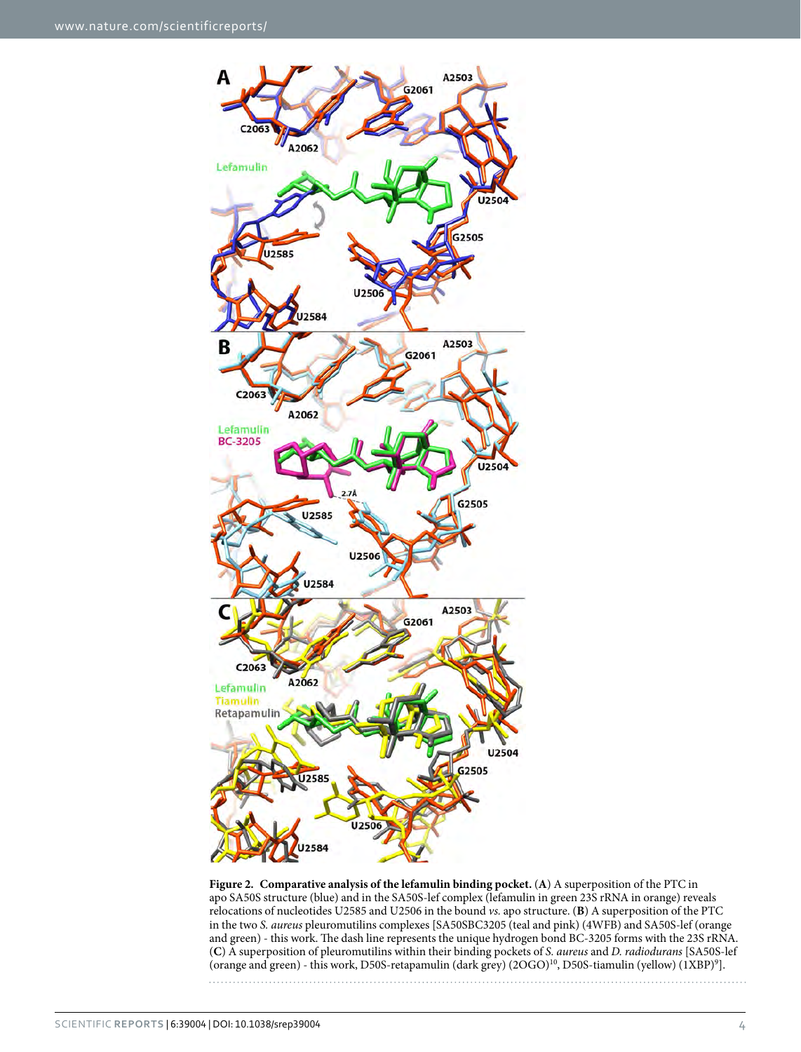**Figure 2. Comparative analysis of the lefamulin binding pocket.** (**A**) A superposition of the PTC in apo SA50S structure (blue) and in the SA50S-lef complex (lefamulin in green 23S rRNA in orange) reveals relocations of nucleotides U2585 and U2506 in the bound *vs.* apo structure. (**B**) A superposition of the PTC in the two *S. aureus* pleuromutilins complexes [SA50SBC3205 (teal and pink) (4WFB) and SA50S-lef (orange and green) - this work. The dash line represents the unique hydrogen bond BC-3205 forms with the 23S rRNA. (**C**) A superposition of pleuromutilins within their binding pockets of *S. aureus* and *D. radiodurans* [SA50S-lef (orange and green) - this work, D50S-retapamulin (dark grey) (2OGO)[10], D50S-tiamulin (yellow) (1XBP)[9]].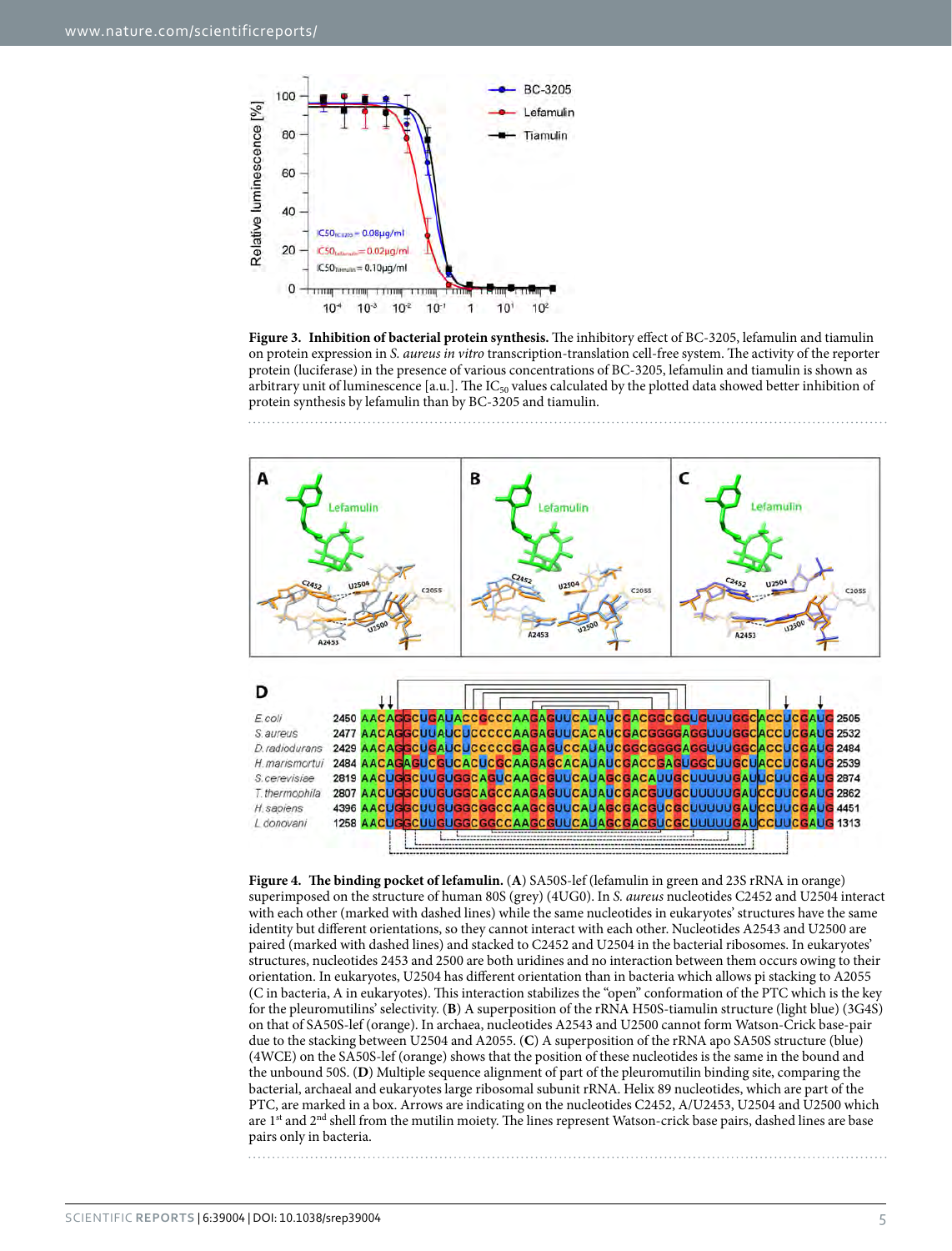**Figure 3. Inhibition of bacterial protein synthesis.** The inhibitory effect of BC-3205, lefamulin and tiamulin on protein expression in *S. aureus in vitro* transcription-translation cell-free system. The activity of the reporter protein (luciferase) in the presence of various concentrations of BC-3205, lefamulin and tiamulin is shown as arbitrary unit of luminescence [a.u.]. The $IC_{50}$ values calculated by the plotted data showed better inhibition of protein synthesis by lefamulin than by BC-3205 and tiamulin.

**Figure 4. The binding pocket of lefamulin.** (**A**) SA50S-lef (lefamulin in green and 23S rRNA in orange) superimposed on the structure of human 80S (grey) (4UG0). In *S. aureus* nucleotides C2452 and U2504 interact with each other (marked with dashed lines) while the same nucleotides in eukaryotes' structures have the same identity but different orientations, so they cannot interact with each other. Nucleotides A2543 and U2500 are paired (marked with dashed lines) and stacked to C2452 and U2504 in the bacterial ribosomes. In eukaryotes' structures, nucleotides 2453 and 2500 are both uridines and no interaction between them occurs owing to their orientation. In eukaryotes, U2504 has different orientation than in bacteria which allows pi stacking to A2055 (C in bacteria, A in eukaryotes). This interaction stabilizes the "open" conformation of the PTC which is the key for the pleuromutilins' selectivity. (**B**) A superposition of the rRNA H50S-tiamulin structure (light blue) (3G4S) on that of SA50S-lef (orange). In archaea, nucleotides A2543 and U2500 cannot form Watson-Crick base-pair due to the stacking between U2504 and A2055. (**C**) A superposition of the rRNA apo SA50S structure (blue) (4WCE) on the SA50S-lef (orange) shows that the position of these nucleotides is the same in the bound and the unbound 50S. (**D**) Multiple sequence alignment of part of the pleuromutilin binding site, comparing the bacterial, archaeal and eukaryotes large ribosomal subunit rRNA. Helix 89 nucleotides, which are part of the PTC, are marked in a box. Arrows are indicating on the nucleotides C2452, A/U2453, U2504 and U2500 which are 1[st] and 2[nd] shell from the mutilin moiety. The lines represent Watson-crick base pairs, dashed lines are base pairs only in bacteria.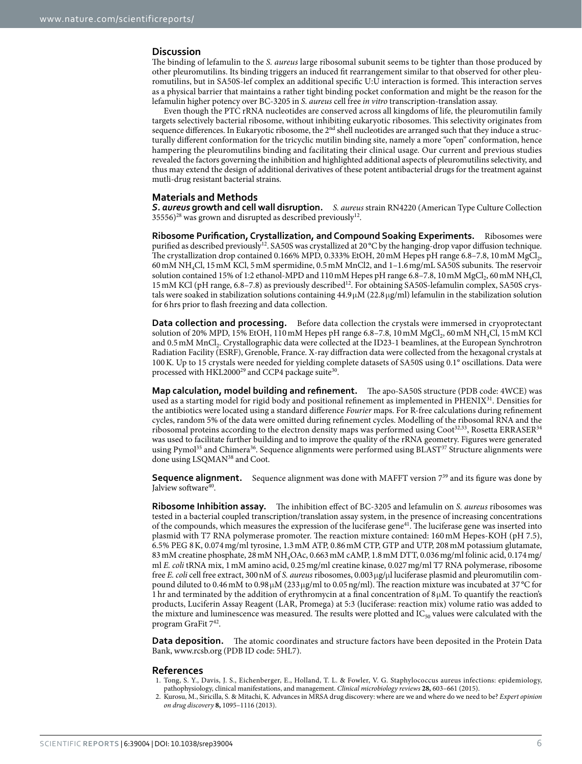## Discussion

The binding of lefamulin to the *S. aureus* large ribosomal subunit seems to be tighter than those produced by other pleuromutilins. Its binding triggers an induced fit rearrangement similar to that observed for other pleuromutilins, but in SA50S-lef complex an additional specific U:U interaction is formed. This interaction serves as a physical barrier that maintains a rather tight binding pocket conformation and might be the reason for the lefamulin higher potency over BC-3205 in *S. aureus* cell free *in vitro* transcription-translation assay.

Even though the PTC rRNA nucleotides are conserved across all kingdoms of life, the pleuromutilin family targets selectively bacterial ribosome, without inhibiting eukaryotic ribosomes. This selectivity originates from sequence differences. In Eukaryotic ribosome, the 2nd shell nucleotides are arranged such that they induce a structurally different conformation for the tricyclic mutilin binding site, namely a more "open" conformation, hence hampering the pleuromutilins binding and facilitating their clinical usage. Our current and previous studies revealed the factors governing the inhibition and highlighted additional aspects of pleuromutilins selectivity, and thus may extend the design of additional derivatives of these potent antibacterial drugs for the treatment against mutli-drug resistant bacterial strains.

## Materials and Methods

***S. aureus* growth and cell wall disruption.** *S. aureus* strain RN4220 (American Type Culture Collection 35556)[28] was grown and disrupted as described previously[12].

**Ribosome Purification, Crystallization, and Compound Soaking Experiments.** Ribosomes were purified as described previously[12]. SA50S was crystallized at 20 °C by the hanging-drop vapor diffusion technique. The crystallization drop contained 0.166% MPD, 0.333% EtOH, 20 mM Hepes pH range 6.8–7.8, 10 mM $MgCl_2$, 60 mM $NH_4Cl$, 15 mM KCl, 5 mM spermidine, 0.5 mM MnCl2, and 1–1.6 mg/mL SA50S subunits. The reservoir solution contained 15% of 1:2 ethanol-MPD and 110 mM Hepes pH range 6.8–7.8, 10 mM $MgCl_2$, 60 mM $NH_4Cl$, 15 mM KCl (pH range, 6.8–7.8) as previously described[12]. For obtaining SA50S-lefamulin complex, SA50S crystals were soaked in stabilization solutions containing 44.9 μM (22.8 μg/ml) lefamulin in the stabilization solution for 6 hrs prior to flash freezing and data collection.

**Data collection and processing.** Before data collection the crystals were immersed in cryoprotectant solution of 20% MPD, 15% EtOH, 110 mM Hepes pH range 6.8–7.8, 60 mM $MgCl_2$, 60 mM $NH_4Cl$, 15 mM KCl and 0.5 mM $MnCl_2$. Crystallographic data were collected at the ID23-1 beamlines, at the European Synchrotron Radiation Facility (ESRF), Grenoble, France. X-ray diffraction data were collected from the hexagonal crystals at 100 K. Up to 15 crystals were needed for yielding complete datasets of SA50S using 0.1° oscillations. Data were processed with HKL2000[29] and CCP4 package suite[30].

**Map calculation, model building and refinement.** The apo-SA50S structure (PDB code: 4WCE) was used as a starting model for rigid body and positional refinement as implemented in PHENIX[31]. Densities for the antibiotics were located using a standard difference *Fourier* maps. For R-free calculations during refinement cycles, random 5% of the data were omitted during refinement cycles. Modelling of the ribosomal RNA and the ribosomal proteins according to the electron density maps was performed using Coot[32,33], Rosetta ERRASER[34] was used to facilitate further building and to improve the quality of the rRNA geometry. Figures were generated using Pymol[35] and Chimera[36]. Sequence alignments were performed using BLAST[37] Structure alignments were done using LSQMAN[38] and Coot.

**Sequence alignment.** Sequence alignment was done with MAFFT version 7[39] and its figure was done by Jalview software[40].

**Ribosome Inhibition assay.** The inhibition effect of BC-3205 and lefamulin on *S. aureus* ribosomes was tested in a bacterial coupled transcription/translation assay system, in the presence of increasing concentrations of the compounds, which measures the expression of the luciferase gene[41]. The luciferase gene was inserted into plasmid with T7 RNA polymerase promoter. The reaction mixture contained: 160 mM Hepes-KOH (pH 7.5), 6.5% PEG 8 K, 0.074 mg/ml tyrosine, 1.3 mM ATP, 0.86 mM CTP, GTP and UTP, 208 mM potassium glutamate, 83 mM creatine phosphate, 28 mM $NH_4OAc$, 0.663 mM cAMP, 1.8 mM DTT, 0.036 mg/ml folinic acid, 0.174 mg/ml *E. coli* tRNA mix, 1 mM amino acid, 0.25 mg/ml creatine kinase, 0.027 mg/ml T7 RNA polymerase, ribosome free *E. coli* cell free extract, 300 nM of *S. aureus* ribosomes, 0.003 μg/μl luciferase plasmid and pleuromutilin compound diluted to 0.46 mM to 0.98 μM (233 μg/ml to 0.05 ng/ml). The reaction mixture was incubated at 37 °C for 1 hr and terminated by the addition of erythromycin at a final concentration of 8 μM. To quantify the reaction's products, Luciferin Assay Reagent (LAR, Promega) at 5:3 (luciferase: reaction mix) volume ratio was added to the mixture and luminescence was measured. The results were plotted and $IC_{50}$ values were calculated with the program GraFit 7[42].

**Data deposition.** The atomic coordinates and structure factors have been deposited in the Protein Data Bank, www.rcsb.org (PDB ID code: 5HL7).

## References

1. Tong, S. Y., Davis, J. S., Eichenberger, E., Holland, T. L. & Fowler, V. G. Staphylococcus aureus infections: epidemiology, pathophysiology, clinical manifestations, and management. *Clinical microbiology reviews* **28,** 603–661 (2015).
2. Kurosu, M., Siricilla, S. & Mitachi, K. Advances in MRSA drug discovery: where are we and where do we need to be? *Expert opinion on drug discovery* **8,** 1095–1116 (2013).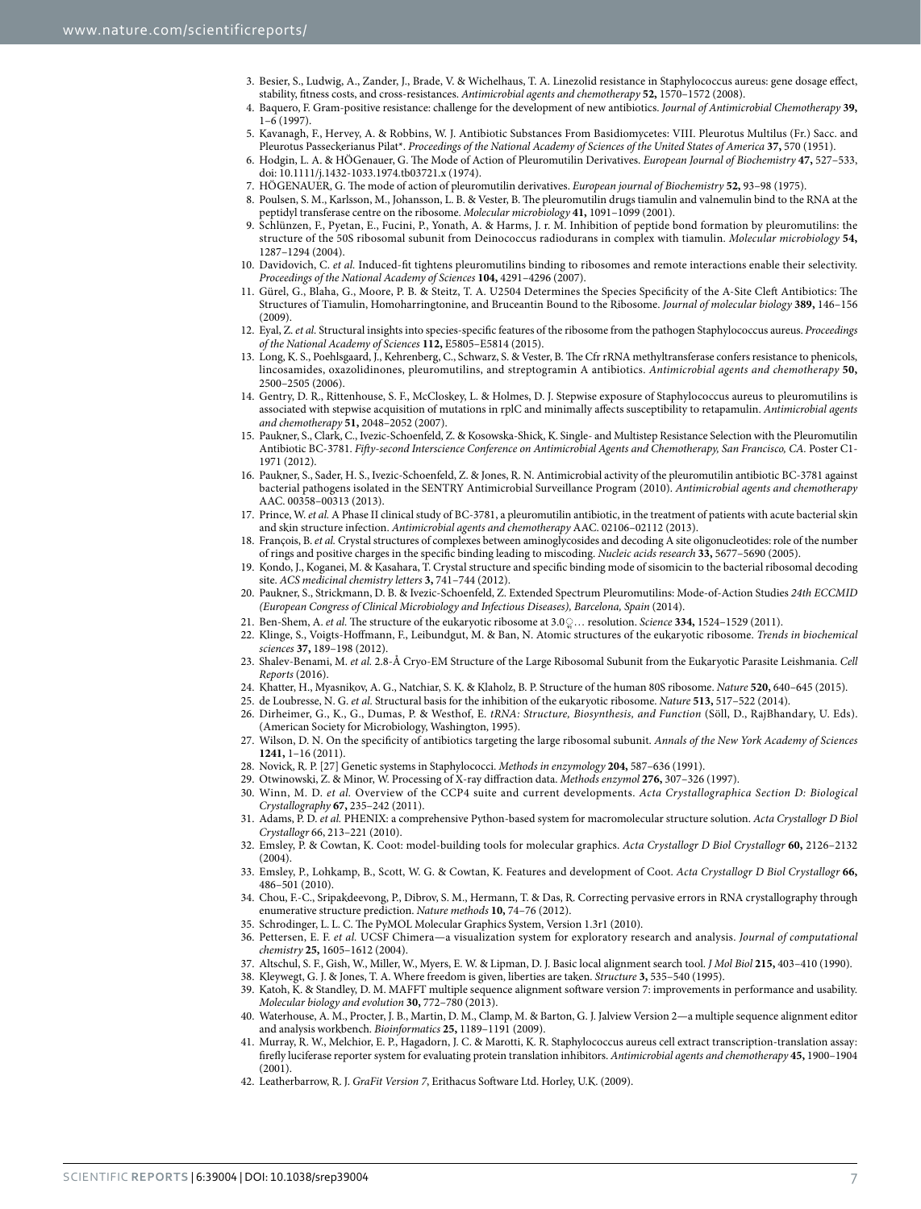3. Besier, S., Ludwig, A., Zander, J., Brade, V. & Wichelhaus, T. A. Linezolid resistance in Staphylococcus aureus: gene dosage effect, stability, fitness costs, and cross-resistances. *Antimicrobial agents and chemotherapy* **52,** 1570–1572 (2008).
4. Baquero, F. Gram-positive resistance: challenge for the development of new antibiotics. *Journal of Antimicrobial Chemotherapy* **39,** 1–6 (1997).
5. Kavanagh, F., Hervey, A. & Robbins, W. J. Antibiotic Substances From Basidiomycetes: VIII. Pleurotus Multilus (Fr.) Sacc. and Pleurotus Passeckerianus Pilat*. *Proceedings of the National Academy of Sciences of the United States of America* **37,** 570 (1951).
6. Hodgin, L. A. & HÖGenauer, G. The Mode of Action of Pleuromutilin Derivatives. *European Journal of Biochemistry* **47,** 527–533, doi: 10.1111/j.1432-1033.1974.tb03721.x (1974).
7. HÖGENAUER, G. The mode of action of pleuromutilin derivatives. *European journal of Biochemistry* **52,** 93–98 (1975).
8. Poulsen, S. M., Karlsson, M., Johansson, L. B. & Vester, B. The pleuromutilin drugs tiamulin and valnemulin bind to the RNA at the peptidyl transferase centre on the ribosome. *Molecular microbiology* **41,** 1091–1099 (2001).
9. Schlünzen, F., Pyetan, E., Fucini, P., Yonath, A. & Harms, J. r. M. Inhibition of peptide bond formation by pleuromutilins: the structure of the 50S ribosomal subunit from Deinococcus radiodurans in complex with tiamulin. *Molecular microbiology* **54,** 1287–1294 (2004).
10. Davidovich, C. *et al.* Induced-fit tightens pleuromutilins binding to ribosomes and remote interactions enable their selectivity. *Proceedings of the National Academy of Sciences* **104,** 4291–4296 (2007).
11. Gürel, G., Blaha, G., Moore, P. B. & Steitz, T. A. U2504 Determines the Species Specificity of the A-Site Cleft Antibiotics: The Structures of Tiamulin, Homoharringtonine, and Bruceantin Bound to the Ribosome. *Journal of molecular biology* **389,** 146–156 (2009).
12. Eyal, Z. *et al.* Structural insights into species-specific features of the ribosome from the pathogen Staphylococcus aureus. *Proceedings of the National Academy of Sciences* **112,** E5805–E5814 (2015).
13. Long, K. S., Poehlsgaard, J., Kehrenberg, C., Schwarz, S. & Vester, B. The Cfr rRNA methyltransferase confers resistance to phenicols, lincosamides, oxazolidinones, pleuromutilins, and streptogramin A antibiotics. *Antimicrobial agents and chemotherapy* **50,** 2500–2505 (2006).
14. Gentry, D. R., Rittenhouse, S. F., McCloskey, L. & Holmes, D. J. Stepwise exposure of Staphylococcus aureus to pleuromutilins is associated with stepwise acquisition of mutations in rplC and minimally affects susceptibility to retapamulin. *Antimicrobial agents and chemotherapy* **51,** 2048–2052 (2007).
15. Paukner, S., Clark, C., Ivezic-Schoenfeld, Z. & Kosowska-Shick, K. Single- and Multistep Resistance Selection with the Pleuromutilin Antibiotic BC-3781. *Fifty-second Interscience Conference on Antimicrobial Agents and Chemotherapy, San Francisco, CA.* Poster C1-1971 (2012).
16. Paukner, S., Sader, H. S., Ivezic-Schoenfeld, Z. & Jones, R. N. Antimicrobial activity of the pleuromutilin antibiotic BC-3781 against bacterial pathogens isolated in the SENTRY Antimicrobial Surveillance Program (2010). *Antimicrobial agents and chemotherapy* AAC. 00358–00313 (2013).
17. Prince, W. *et al.* A Phase II clinical study of BC-3781, a pleuromutilin antibiotic, in the treatment of patients with acute bacterial skin and skin structure infection. *Antimicrobial agents and chemotherapy* AAC. 02106–02112 (2013).
18. François, B. *et al.* Crystal structures of complexes between aminoglycosides and decoding A site oligonucleotides: role of the number of rings and positive charges in the specific binding leading to miscoding. *Nucleic acids research* **33,** 5677–5690 (2005).
19. Kondo, J., Koganei, M. & Kasahara, T. Crystal structure and specific binding mode of sisomicin to the bacterial ribosomal decoding site. *ACS medicinal chemistry letters* **3,** 741–744 (2012).
20. Paukner, S., Strickmann, D. B. & Ivezic-Schoenfeld, Z. Extended Spectrum Pleuromutilins: Mode-of-Action Studies *24th ECCMID (European Congress of Clinical Microbiology and Infectious Diseases), Barcelona, Spain* (2014).
21. Ben-Shem, A. *et al.* The structure of the eukaryotic ribosome at 3.0… resolution. *Science* **334,** 1524–1529 (2011).
22. Klinge, S., Voigts-Hoffmann, F., Leibundgut, M. & Ban, N. Atomic structures of the eukaryotic ribosome. *Trends in biochemical sciences* **37,** 189–198 (2012).
23. Shalev-Benami, M. *et al.* 2.8-Å Cryo-EM Structure of the Large Ribosomal Subunit from the Eukaryotic Parasite Leishmania. *Cell Reports* (2016).
24. Khatter, H., Myasnikov, A. G., Natchiar, S. K. & Klaholz, B. P. Structure of the human 80S ribosome. *Nature* **520,** 640–645 (2015).
25. de Loubresse, N. G. *et al.* Structural basis for the inhibition of the eukaryotic ribosome. *Nature* **513,** 517–522 (2014).
26. Dirheimer, G., K., G., Dumas, P. & Westhof, E. *tRNA: Structure, Biosynthesis, and Function* (Söll, D., RajBhandary, U. Eds). (American Society for Microbiology, Washington, 1995).
27. Wilson, D. N. On the specificity of antibiotics targeting the large ribosomal subunit. *Annals of the New York Academy of Sciences* **1241,** 1–16 (2011).
28. Novick, R. P. [27] Genetic systems in Staphylococci. *Methods in enzymology* **204,** 587–636 (1991).
29. Otwinowski, Z. & Minor, W. Processing of X-ray diffraction data. *Methods enzymol* **276,** 307–326 (1997).
30. Winn, M. D. *et al.* Overview of the CCP4 suite and current developments. *Acta Crystallographica Section D: Biological Crystallography* **67,** 235–242 (2011).
31. Adams, P. D. *et al.* PHENIX: a comprehensive Python-based system for macromolecular structure solution. *Acta Crystallogr D Biol Crystallogr* 66, 213–221 (2010).
32. Emsley, P. & Cowtan, K. Coot: model-building tools for molecular graphics. *Acta Crystallogr D Biol Crystallogr* **60,** 2126–2132 (2004).
33. Emsley, P., Lohkamp, B., Scott, W. G. & Cowtan, K. Features and development of Coot. *Acta Crystallogr D Biol Crystallogr* **66,** 486–501 (2010).
34. Chou, F.-C., Sripakdeevong, P., Dibrov, S. M., Hermann, T. & Das, R. Correcting pervasive errors in RNA crystallography through enumerative structure prediction. *Nature methods* **10,** 74–76 (2012).
35. Schrodinger, L. L. C. The PyMOL Molecular Graphics System, Version 1.3r1 (2010).
36. Pettersen, E. F. *et al.* UCSF Chimera—a visualization system for exploratory research and analysis. *Journal of computational chemistry* **25,** 1605–1612 (2004).
37. Altschul, S. F., Gish, W., Miller, W., Myers, E. W. & Lipman, D. J. Basic local alignment search tool. *J Mol Biol* **215,** 403–410 (1990).
38. Kleywegt, G. J. & Jones, T. A. Where freedom is given, liberties are taken. *Structure* **3,** 535–540 (1995).
39. Katoh, K. & Standley, D. M. MAFFT multiple sequence alignment software version 7: improvements in performance and usability. *Molecular biology and evolution* **30,** 772–780 (2013).
40. Waterhouse, A. M., Procter, J. B., Martin, D. M., Clamp, M. & Barton, G. J. Jalview Version 2—a multiple sequence alignment editor and analysis workbench. *Bioinformatics* **25,** 1189–1191 (2009).
41. Murray, R. W., Melchior, E. P., Hagadorn, J. C. & Marotti, K. R. Staphylococcus aureus cell extract transcription-translation assay: firefly luciferase reporter system for evaluating protein translation inhibitors. *Antimicrobial agents and chemotherapy* **45,** 1900–1904 (2001).
42. Leatherbarrow, R. J. *GraFit Version 7*, Erithacus Software Ltd. Horley, U.K. (2009).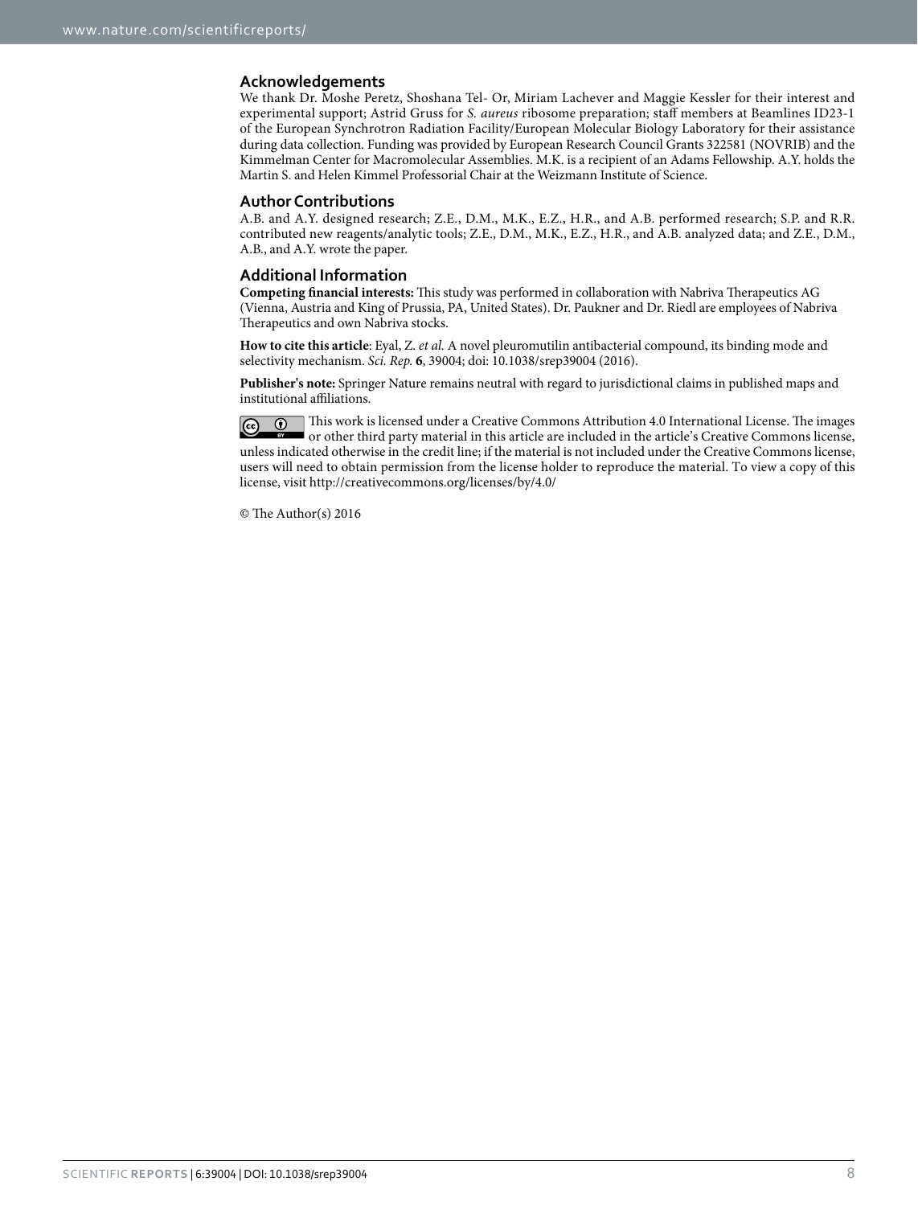## Acknowledgements

We thank Dr. Moshe Peretz, Shoshana Tel- Or, Miriam Lachever and Maggie Kessler for their interest and experimental support; Astrid Gruss for *S. aureus* ribosome preparation; staff members at Beamlines ID23-1 of the European Synchrotron Radiation Facility/European Molecular Biology Laboratory for their assistance during data collection. Funding was provided by European Research Council Grants 322581 (NOVRIB) and the Kimmelman Center for Macromolecular Assemblies. M.K. is a recipient of an Adams Fellowship. A.Y. holds the Martin S. and Helen Kimmel Professorial Chair at the Weizmann Institute of Science.

## Author Contributions

A.B. and A.Y. designed research; Z.E., D.M., M.K., E.Z., H.R., and A.B. performed research; S.P. and R.R. contributed new reagents/analytic tools; Z.E., D.M., M.K., E.Z., H.R., and A.B. analyzed data; and Z.E., D.M., A.B., and A.Y. wrote the paper.

## Additional Information

**Competing financial interests:** This study was performed in collaboration with Nabriva Therapeutics AG (Vienna, Austria and King of Prussia, PA, United States). Dr. Paukner and Dr. Riedl are employees of Nabriva Therapeutics and own Nabriva stocks.

**How to cite this article**: Eyal, Z. *et al.* A novel pleuromutilin antibacterial compound, its binding mode and selectivity mechanism. *Sci. Rep.* **6**, 39004; doi: 10.1038/srep39004 (2016).

**Publisher's note:** Springer Nature remains neutral with regard to jurisdictional claims in published maps and institutional affiliations.

This work is licensed under a Creative Commons Attribution 4.0 International License. The images or other third party material in this article are included in the article's Creative Commons license, unless indicated otherwise in the credit line; if the material is not included under the Creative Commons license, users will need to obtain permission from the license holder to reproduce the material. To view a copy of this license, visit http://creativecommons.org/licenses/by/4.0/

© The Author(s) 2016